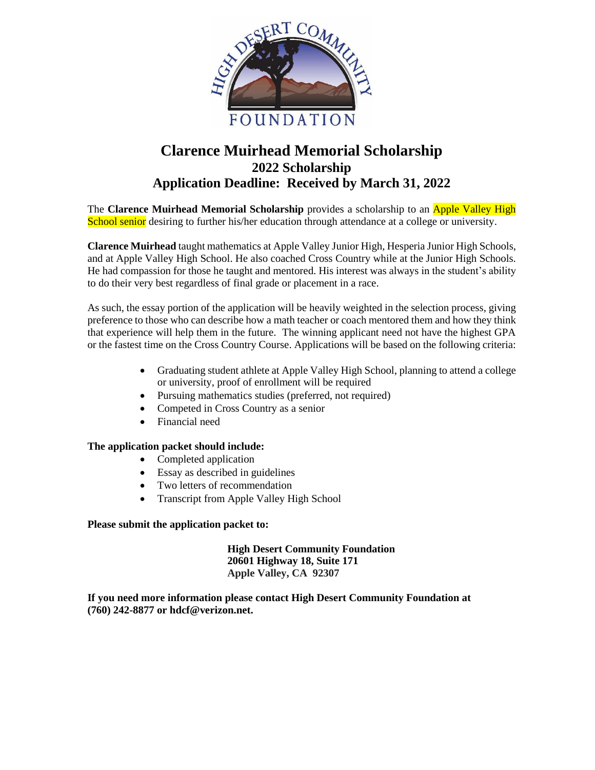# Clarence Muirhead Memorial Scholarship

## 2022 Scholarship

## Application Deadline: Received by March 31, 2022

The **Clarence Muirhead Memorial Scholarship** provides a scholarship to an Apple Valley High School senior desiring to further his/her education through attendance at a college or university.

**Clarence Muirhead** taught mathematics at Apple Valley Junior High, Hesperia Junior High Schools, and at Apple Valley High School. He also coached Cross Country while at the Junior High Schools. He had compassion for those he taught and mentored. His interest was always in the student's ability to do their very best regardless of final grade or placement in a race.

As such, the essay portion of the application will be heavily weighted in the selection process, giving preference to those who can describe how a math teacher or coach mentored them and how they think that experience will help them in the future. The winning applicant need not have the highest GPA or the fastest time on the Cross Country Course. Applications will be based on the following criteria:

- Graduating student athlete at Apple Valley High School, planning to attend a college or university, proof of enrollment will be required
- Pursuing mathematics studies (preferred, not required)
- Competed in Cross Country as a senior
- Financial need

**The application packet should include:**

- Completed application
- Essay as described in guidelines
- Two letters of recommendation
- Transcript from Apple Valley High School

**Please submit the application packet to:**

**High Desert Community Foundation**
**20601 Highway 18, Suite 171**
**Apple Valley, CA 92307**

**If you need more information please contact High Desert Community Foundation at (760) 242-8877 or hdcf@verizon.net.**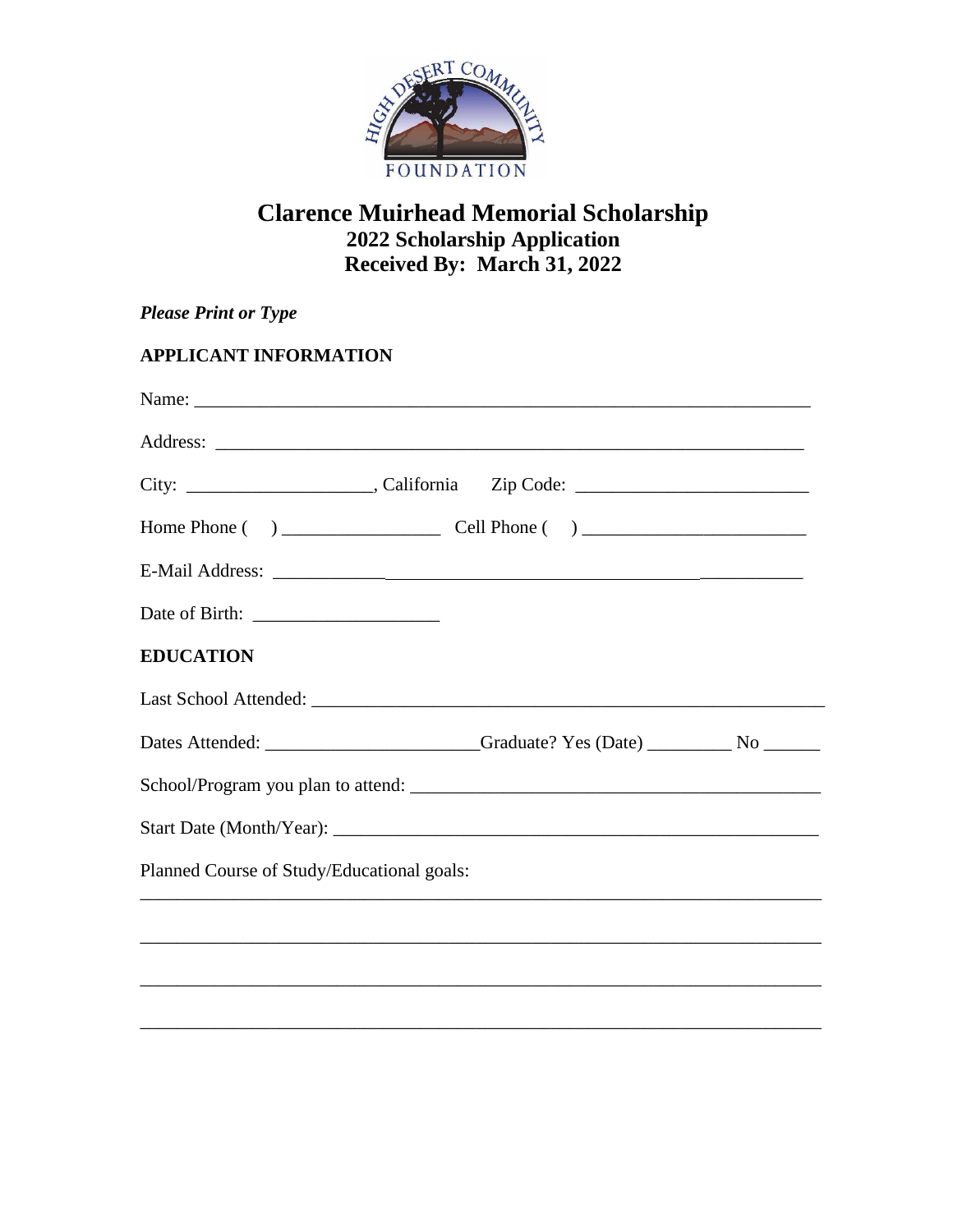# Clarence Muirhead Memorial Scholarship

## 2022 Scholarship Application

## Received By: March 31, 2022

***Please Print or Type***

**APPLICANT INFORMATION**

Name: ______________________________________________________________________

Address: ___________________________________________________________________

City: ____________________, California Zip Code: __________________________

Home Phone ( ) _________________ Cell Phone ( ) ________________________

E-Mail Address: ____________________________________________________________

Date of Birth: ____________________

**EDUCATION**

Last School Attended: _______________________________________________________

Dates Attended: _______________________Graduate? Yes (Date) _________ No ______

School/Program you plan to attend: ____________________________________________

Start Date (Month/Year): ____________________________________________________

Planned Course of Study/Educational goals:

_____________________________________________________________________________

_____________________________________________________________________________

_____________________________________________________________________________

_____________________________________________________________________________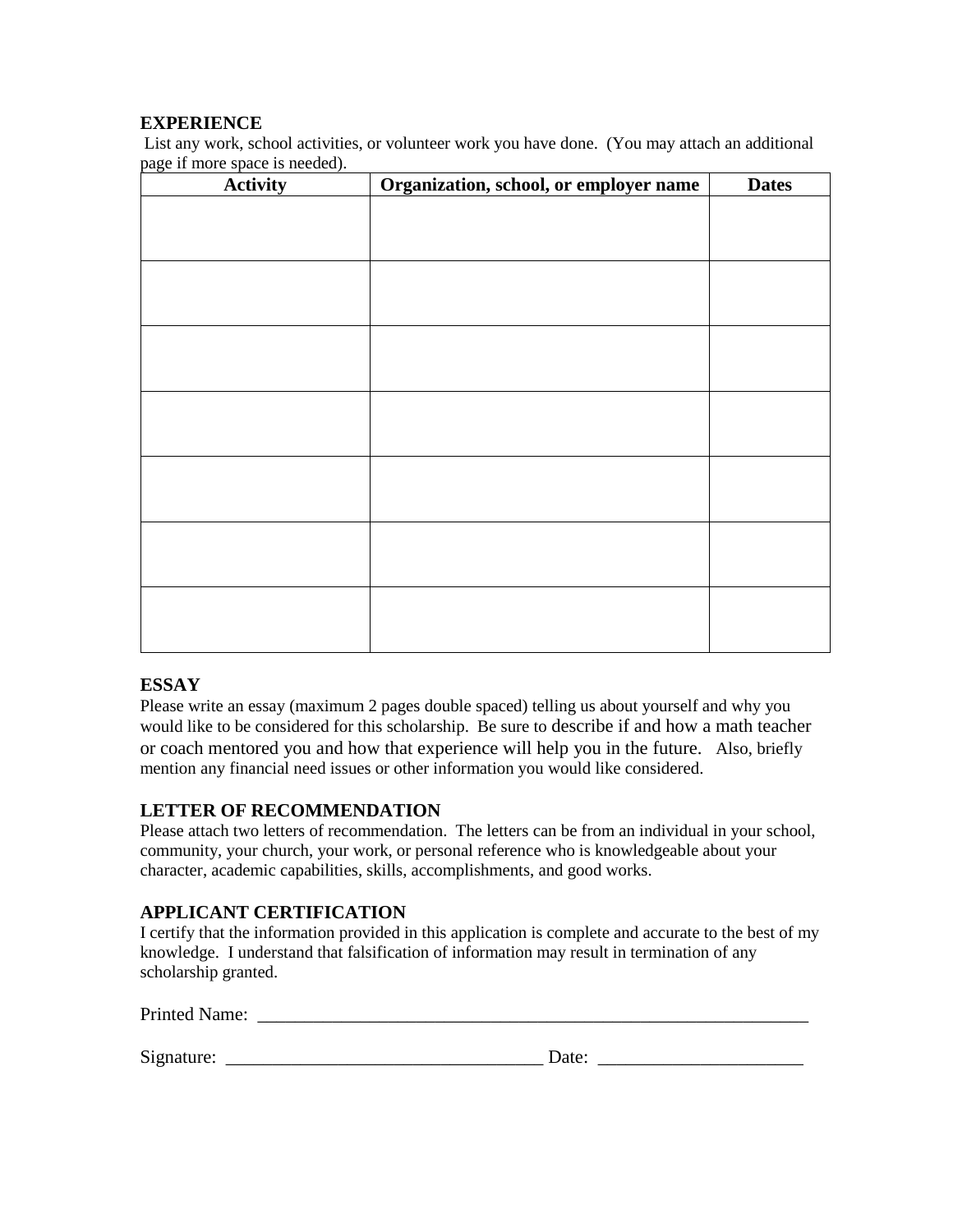## EXPERIENCE

List any work, school activities, or volunteer work you have done. (You may attach an additional page if more space is needed).

| Activity | Organization, school, or employer name | Dates |
|---|---|---|
| | | |
| | | |
| | | |
| | | |
| | | |
| | | |
| | | |

## ESSAY

Please write an essay (maximum 2 pages double spaced) telling us about yourself and why you would like to be considered for this scholarship. Be sure to describe if and how a math teacher or coach mentored you and how that experience will help you in the future. Also, briefly mention any financial need issues or other information you would like considered.

## LETTER OF RECOMMENDATION

Please attach two letters of recommendation. The letters can be from an individual in your school, community, your church, your work, or personal reference who is knowledgeable about your character, academic capabilities, skills, accomplishments, and good works.

## APPLICANT CERTIFICATION

I certify that the information provided in this application is complete and accurate to the best of my knowledge. I understand that falsification of information may result in termination of any scholarship granted.

Printed Name: ______________________________________________________________

Signature: __________________________________ Date: ______________________